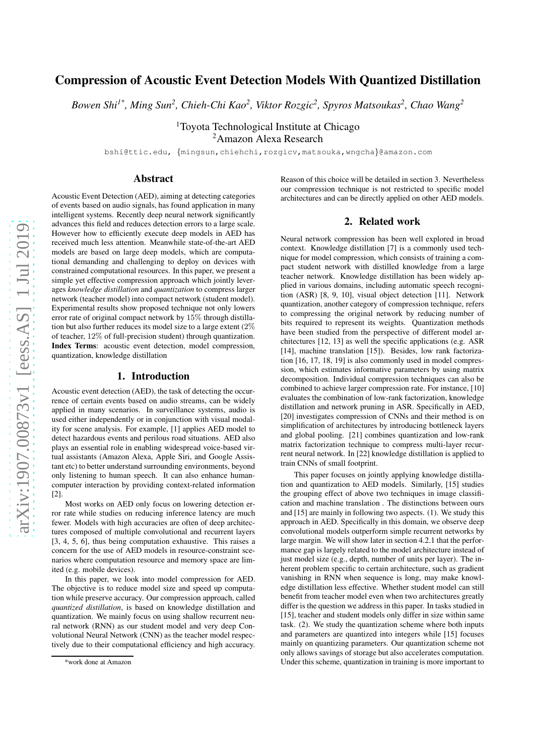# Compression of Acoustic Event Detection Models With Quantized Distillation

*Bowen Shi[1*], Ming Sun[2], Chieh-Chi Kao[2], Viktor Rozgic[2], Spyros Matsoukas[2], Chao Wang[2]*

[1]Toyota Technological Institute at Chicago
[2]Amazon Alexa Research

bshi@ttic.edu, {mingsun,chiehchi,rozgicv,matsouka,wngcha}@amazon.com

## Abstract

Acoustic Event Detection (AED), aiming at detecting categories of events based on audio signals, has found application in many intelligent systems. Recently deep neural network significantly advances this field and reduces detection errors to a large scale. However how to efficiently execute deep models in AED has received much less attention. Meanwhile state-of-the-art AED models are based on large deep models, which are computational demanding and challenging to deploy on devices with constrained computational resources. In this paper, we present a simple yet effective compression approach which jointly leverages *knowledge distillation* and *quantization* to compress larger network (teacher model) into compact network (student model). Experimental results show proposed technique not only lowers error rate of original compact network by 15% through distillation but also further reduces its model size to a large extent (2% of teacher, 12% of full-precision student) through quantization.

**Index Terms**: acoustic event detection, model compression, quantization, knowledge distillation

## 1. Introduction

Acoustic event detection (AED), the task of detecting the occurrence of certain events based on audio streams, can be widely applied in many scenarios. In surveillance systems, audio is used either independently or in conjunction with visual modality for scene analysis. For example, [1] applies AED model to detect hazardous events and perilous road situations. AED also plays an essential role in enabling widespread voice-based virtual assistants (Amazon Alexa, Apple Siri, and Google Assistant etc) to better understand surrounding environments, beyond only listening to human speech. It can also enhance human-computer interaction by providing context-related information [2].

Most works on AED only focus on lowering detection error rate while studies on reducing inference latency are much fewer. Models with high accuracies are often of deep architectures composed of multiple convolutional and recurrent layers [3, 4, 5, 6], thus being computation exhaustive. This raises a concern for the use of AED models in resource-constraint scenarios where computation resource and memory space are limited (e.g. mobile devices).

In this paper, we look into model compression for AED. The objective is to reduce model size and speed up computation while preserve accuracy. Our compression approach, called *quantized distillation*, is based on knowledge distillation and quantization. We mainly focus on using shallow recurrent neural network (RNN) as our student model and very deep Convolutional Neural Network (CNN) as the teacher model respectively due to their computational efficiency and high accuracy. Reason of this choice will be detailed in section 3. Nevertheless our compression technique is not restricted to specific model architectures and can be directly applied on other AED models.

*work done at Amazon

## 2. Related work

Neural network compression has been well explored in broad context. Knowledge distillation [7] is a commonly used technique for model compression, which consists of training a compact student network with distilled knowledge from a large teacher network. Knowledge distillation has been widely applied in various domains, including automatic speech recognition (ASR) [8, 9, 10], visual object detection [11]. Network quantization, another category of compression technique, refers to compressing the original network by reducing number of bits required to represent its weights. Quantization methods have been studied from the perspective of different model architectures [12, 13] as well the specific applications (e.g. ASR [14], machine translation [15]). Besides, low rank factorization [16, 17, 18, 19] is also commonly used in model compression, which estimates informative parameters by using matrix decomposition. Individual compression techniques can also be combined to achieve larger compression rate. For instance, [10] evaluates the combination of low-rank factorization, knowledge distillation and network pruning in ASR. Specifically in AED, [20] investigates compression of CNNs and their method is on simplification of architectures by introducing bottleneck layers and global pooling. [21] combines quantization and low-rank matrix factorization technique to compress multi-layer recurrent neural network. In [22] knowledge distillation is applied to train CNNs of small footprint.

This paper focuses on jointly applying knowledge distillation and quantization to AED models. Similarly, [15] studies the grouping effect of above two techniques in image classification and machine translation . The distinctions between ours and [15] are mainly in following two aspects. (1). We study this approach in AED. Specifically in this domain, we observe deep convolutional models outperform simple recurrent networks by large margin. We will show later in section 4.2.1 that the performance gap is largely related to the model architecture instead of just model size (e.g., depth, number of units per layer). The inherent problem specific to certain architecture, such as gradient vanishing in RNN when sequence is long, may make knowledge distillation less effective. Whether student model can still benefit from teacher model even when two architectures greatly differ is the question we address in this paper. In tasks studied in [15], teacher and student models only differ in size within same task. (2). We study the quantization scheme where both inputs and parameters are quantized into integers while [15] focuses mainly on quantizing parameters. Our quantization scheme not only allows savings of storage but also accelerates computation. Under this scheme, quantization in training is more important to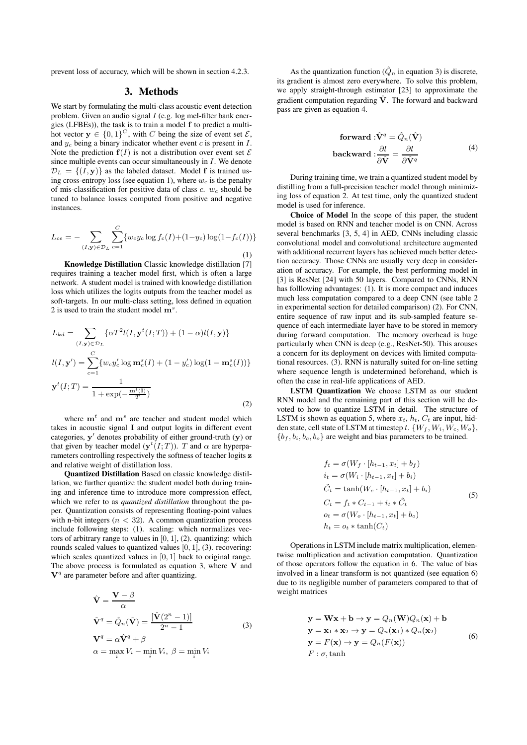prevent loss of accuracy, which will be shown in section 4.2.3.

## 3. Methods

We start by formulating the multi-class acoustic event detection problem. Given an audio signal $I$ (e.g. log mel-filter bank energies (LFBEs)), the task is to train a model $\mathbf{f}$ to predict a multi-hot vector $\mathbf{y} \in \{0,1\}^C$, with $C$ being the size of event set $\mathcal{E}$, and $y_c$ being a binary indicator whether event $c$ is present in $I$. Note the prediction $\mathbf{f}(I)$ is not a distribution over event set $\mathcal{E}$ since multiple events can occur simultaneously in $I$. We denote $\mathcal{D}_L = \{(I, \mathbf{y})\}$ as the labeled dataset. Model $\mathbf{f}$ is trained using cross-entropy loss (see equation 1), where $w_c$ is the penalty of mis-classification for positive data of class $c$. $w_c$ should be tuned to balance losses computed from positive and negative instances.

$$
L_{ce} = -\sum_{(I,\mathbf{y})\in\mathcal{D}_L}\sum_{c=1}^{C}\{w_c y_c \log f_c(I) + (1-y_c)\log(1-f_c(I))\} \tag{1}
$$

**Knowledge Distillation** Classic knowledge distillation [7] requires training a teacher model first, which is often a large network. A student model is trained with knowledge distillation loss which utilizes the logits outputs from the teacher model as soft-targets. In our multi-class setting, loss defined in equation 2 is used to train the student model $\mathbf{m}^s$.

$$
\begin{aligned}
L_{kd} &= \sum_{(I,\mathbf{y})\in\mathcal{D}_L}\{\alpha T^2 l(I, \mathbf{y}^t(I;T)) + (1-\alpha) l(I,\mathbf{y})\} \\
l(I,\mathbf{y}') &= \sum_{c=1}^{C}\{w_c y'_c \log \mathbf{m}^s_c(I) + (1-y'_c)\log(1-\mathbf{m}^s_c(I))\} \\
\mathbf{y}^t(I;T) &= \frac{1}{1+\exp(-\frac{\mathbf{m}^t(\mathbf{I})}{T})}
\end{aligned} \tag{2}
$$

where $\mathbf{m}^t$ and $\mathbf{m}^s$ are teacher and student model which takes in acoustic signal $\mathbf{I}$ and output logits in different event categories, $\mathbf{y}'$ denotes probability of either ground-truth ($\mathbf{y}$) or that given by teacher model ($\mathbf{y}^t(I;T)$). $T$ and $\alpha$ are hyperparameters controlling respectively the softness of teacher logits $\mathbf{z}$ and relative weight of distillation loss.

**Quantized Distillation** Based on classic knowledge distillation, we further quantize the student model both during training and inference time to introduce more compression effect, which we refer to as *quantized distillation* throughout the paper. Quantization consists of representing floating-point values with n-bit integers ($n < 32$). A common quantization process include following steps: (1). scaling: which normalizes vectors of arbitrary range to values in $[0,1]$, (2). quantizing: which rounds scaled values to quantized values $[0,1]$, (3). recovering: which scales quantized values in $[0,1]$ back to original range. The above process is formulated as equation 3, where $\mathbf{V}$ and $\mathbf{V}^q$ are parameter before and after quantizing.

$$
\begin{aligned}
\hat{\mathbf{V}} &= \frac{\mathbf{V}-\beta}{\alpha} \\
\hat{\mathbf{V}}^q &= \hat{Q}_n(\hat{\mathbf{V}}) = \frac{[\hat{\mathbf{V}}(2^n-1)]}{2^n-1} \\
\mathbf{V}^q &= \alpha\hat{\mathbf{V}}^q + \beta \\
\alpha &= \max_i V_i - \min_i V_i,\ \beta = \min_i V_i
\end{aligned} \tag{3}
$$

As the quantization function ($\hat{Q}_n$ in equation 3) is discrete, its gradient is almost zero everywhere. To solve this problem, we apply straight-through estimator [23] to approximate the gradient computation regarding $\hat{\mathbf{V}}$. The forward and backward pass are given as equation 4.

$$
\begin{aligned}
\textbf{forward}: &\hat{\mathbf{V}}^q = \hat{Q}_n(\hat{\mathbf{V}}) \\
\textbf{backward}: &\frac{\partial l}{\partial \hat{\mathbf{V}}} = \frac{\partial l}{\partial \hat{\mathbf{V}}^q}
\end{aligned} \tag{4}
$$

During training time, we train a quantized student model by distilling from a full-precision teacher model through minimizing loss of equation 2. At test time, only the quantized student model is used for inference.

**Choice of Model** In the scope of this paper, the student model is based on RNN and teacher model is on CNN. Across several benchmarks [3, 5, 4] in AED, CNNs including classic convolutional model and convolutional architecture augmented with additional recurrent layers has achieved much better detection accuracy. Those CNNs are usually very deep in consideration of accuracy. For example, the best performing model in [3] is ResNet [24] with 50 layers. Compared to CNNs, RNN has folllowing advantages: (1). It is more compact and induces much less computation compared to a deep CNN (see table 2 in experimental section for detailed comparison) (2). For CNN, entire sequence of raw input and its sub-sampled feature sequence of each intermediate layer have to be stored in memory during forward computation. The memory overhead is huge particularly when CNN is deep (e.g., ResNet-50). This arouses a concern for its deployment on devices with limited computational resources. (3). RNN is naturally suited for on-line setting where sequence length is undetermined beforehand, which is often the case in real-life applications of AED.

**LSTM Quantization** We choose LSTM as our student RNN model and the remaining part of this section will be devoted to how to quantize LSTM in detail. The structure of LSTM is shown as equation 5, where $x_t$, $h_t$, $C_t$ are input, hidden state, cell state of LSTM at timestep $t$. $\{W_f, W_i, W_c, W_o\}$, $\{b_f, b_i, b_c, b_o\}$ are weight and bias parameters to be trained.

$$
\begin{aligned}
f_t &= \sigma(W_f \cdot [h_{t-1}, x_t] + b_f) \\
i_t &= \sigma(W_i \cdot [h_{t-1}, x_t] + b_i) \\
\tilde{C}_t &= \tanh(W_c \cdot [h_{t-1}, x_t] + b_i) \\
C_t &= f_t * C_{t-1} + i_t * \tilde{C}_t \\
o_t &= \sigma(W_o \cdot [h_{t-1}, x_t] + b_o) \\
h_t &= o_t * \tanh(C_t)
\end{aligned} \tag{5}
$$

Operations in LSTM include matrix multiplication, elementwise multiplication and activation computation. Quantization of those operators follow the equation in 6. The value of bias involved in a linear transform is not quantized (see equation 6) due to its negligible number of parameters compared to that of weight matrices

$$
\begin{aligned}
&\mathbf{y} = \mathbf{W}\mathbf{x} + \mathbf{b} \rightarrow \mathbf{y} = Q_n(\mathbf{W})Q_n(\mathbf{x}) + \mathbf{b} \\
&\mathbf{y} = \mathbf{x}_1 * \mathbf{x}_2 \rightarrow \mathbf{y} = Q_n(\mathbf{x}_1) * Q_n(\mathbf{x}_2) \\
&\mathbf{y} = F(\mathbf{x}) \rightarrow \mathbf{y} = Q_n(F(\mathbf{x})) \\
&F: \sigma, \tanh
\end{aligned} \tag{6}
$$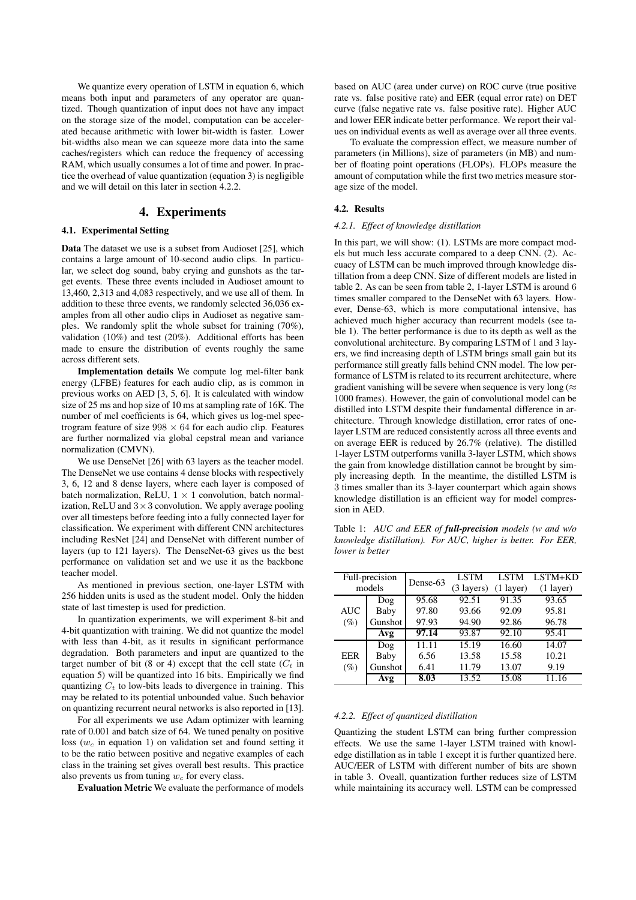We quantize every operation of LSTM in equation 6, which means both input and parameters of any operator are quantized. Though quantization of input does not have any impact on the storage size of the model, computation can be accelerated because arithmetic with lower bit-width is faster. Lower bit-widths also mean we can squeeze more data into the same caches/registers which can reduce the frequency of accessing RAM, which usually consumes a lot of time and power. In practice the overhead of value quantization (equation 3) is negligible and we will detail on this later in section 4.2.2.

# 4. Experiments

### 4.1. Experimental Setting

**Data** The dataset we use is a subset from Audioset [25], which contains a large amount of 10-second audio clips. In particular, we select dog sound, baby crying and gunshots as the target events. These three events included in Audioset amount to 13,460, 2,313 and 4,083 respectively, and we use all of them. In addition to these three events, we randomly selected 36,036 examples from all other audio clips in Audioset as negative samples. We randomly split the whole subset for training (70%), validation (10%) and test (20%). Additional efforts has been made to ensure the distribution of events roughly the same across different sets.

**Implementation details** We compute log mel-filter bank energy (LFBE) features for each audio clip, as is common in previous works on AED [3, 5, 6]. It is calculated with window size of 25 ms and hop size of 10 ms at sampling rate of 16K. The number of mel coefficients is 64, which gives us log-mel spectrogram feature of size $998 \times 64$ for each audio clip. Features are further normalized via global cepstral mean and variance normalization (CMVN).

We use DenseNet [26] with 63 layers as the teacher model. The DenseNet we use contains 4 dense blocks with respectively 3, 6, 12 and 8 dense layers, where each layer is composed of batch normalization, ReLU, $1 \times 1$ convolution, batch normalization, ReLU and $3 \times 3$ convolution. We apply average pooling over all timesteps before feeding into a fully connected layer for classification. We experiment with different CNN architectures including ResNet [24] and DenseNet with different number of layers (up to 121 layers). The DenseNet-63 gives us the best performance on validation set and we use it as the backbone teacher model.

As mentioned in previous section, one-layer LSTM with 256 hidden units is used as the student model. Only the hidden state of last timestep is used for prediction.

In quantization experiments, we will experiment 8-bit and 4-bit quantization with training. We did not quantize the model with less than 4-bit, as it results in significant performance degradation. Both parameters and input are quantized to the target number of bit (8 or 4) except that the cell state ($C_t$ in equation 5) will be quantized into 16 bits. Empirically we find quantizing $C_t$ to low-bits leads to divergence in training. This may be related to its potential unbounded value. Such behavior on quantizing recurrent neural networks is also reported in [13].

For all experiments we use Adam optimizer with learning rate of 0.001 and batch size of 64. We tuned penalty on positive loss ($w_c$ in equation 1) on validation set and found setting it to be the ratio between positive and negative examples of each class in the training set gives overall best results. This practice also prevents us from tuning $w_c$ for every class.

**Evaluation Metric** We evaluate the performance of models based on AUC (area under curve) on ROC curve (true positive rate vs. false positive rate) and EER (equal error rate) on DET curve (false negative rate vs. false positive rate). Higher AUC and lower EER indicate better performance. We report their values on individual events as well as average over all three events.

To evaluate the compression effect, we measure number of parameters (in Millions), size of parameters (in MB) and number of floating point operations (FLOPs). FLOPs measure the amount of computation while the first two metrics measure storage size of the model.

### 4.2. Results

#### *4.2.1. Effect of knowledge distillation*

In this part, we will show: (1). LSTMs are more compact models but much less accurate compared to a deep CNN. (2). Accuacy of LSTM can be much improved through knowledge distillation from a deep CNN. Size of different models are listed in table 2. As can be seen from table 2, 1-layer LSTM is around 6 times smaller compared to the DenseNet with 63 layers. However, Dense-63, which is more computational intensive, has achieved much higher accuracy than recurrent models (see table 1). The better performance is due to its depth as well as the convolutional architecture. By comparing LSTM of 1 and 3 layers, we find increasing depth of LSTM brings small gain but its performance still greatly falls behind CNN model. The low performance of LSTM is related to its recurrent architecture, where gradient vanishing will be severe when sequence is very long ($\approx$ 1000 frames). However, the gain of convolutional model can be distilled into LSTM despite their fundamental difference in architecture. Through knowledge distillation, error rates of one-layer LSTM are reduced consistently across all three events and on average EER is reduced by 26.7% (relative). The distilled 1-layer LSTM outperforms vanilla 3-layer LSTM, which shows the gain from knowledge distillation cannot be brought by simply increasing depth. In the meantime, the distilled LSTM is 3 times smaller than its 3-layer counterpart which again shows knowledge distillation is an efficient way for model compression in AED.

Table 1: *AUC and EER of* ***full-precision*** *models (w and w/o knowledge distillation). For AUC, higher is better. For EER, lower is better*

| Full-precision models | | Dense-63 | LSTM (3 layers) | LSTM (1 layer) | LSTM+KD (1 layer) |
|---|---|---|---|---|---|
| AUC (%) | Dog | 95.68 | 92.51 | 91.35 | 93.65 |
| | Baby | 97.80 | 93.66 | 92.09 | 95.81 |
| | Gunshot | 97.93 | 94.90 | 92.86 | 96.78 |
| | **Avg** | **97.14** | 93.87 | 92.10 | 95.41 |
| EER (%) | Dog | 11.11 | 15.19 | 16.60 | 14.07 |
| | Baby | 6.56 | 13.58 | 15.58 | 10.21 |
| | Gunshot | 6.41 | 11.79 | 13.07 | 9.19 |
| | **Avg** | **8.03** | 13.52 | 15.08 | 11.16 |

#### *4.2.2. Effect of quantized distillation*

Quantizing the student LSTM can bring further compression effects. We use the same 1-layer LSTM trained with knowledge distillation as in table 1 except it is further quantized here. AUC/EER of LSTM with different number of bits are shown in table 3. Oveall, quantization further reduces size of LSTM while maintaining its accuracy well. LSTM can be compressed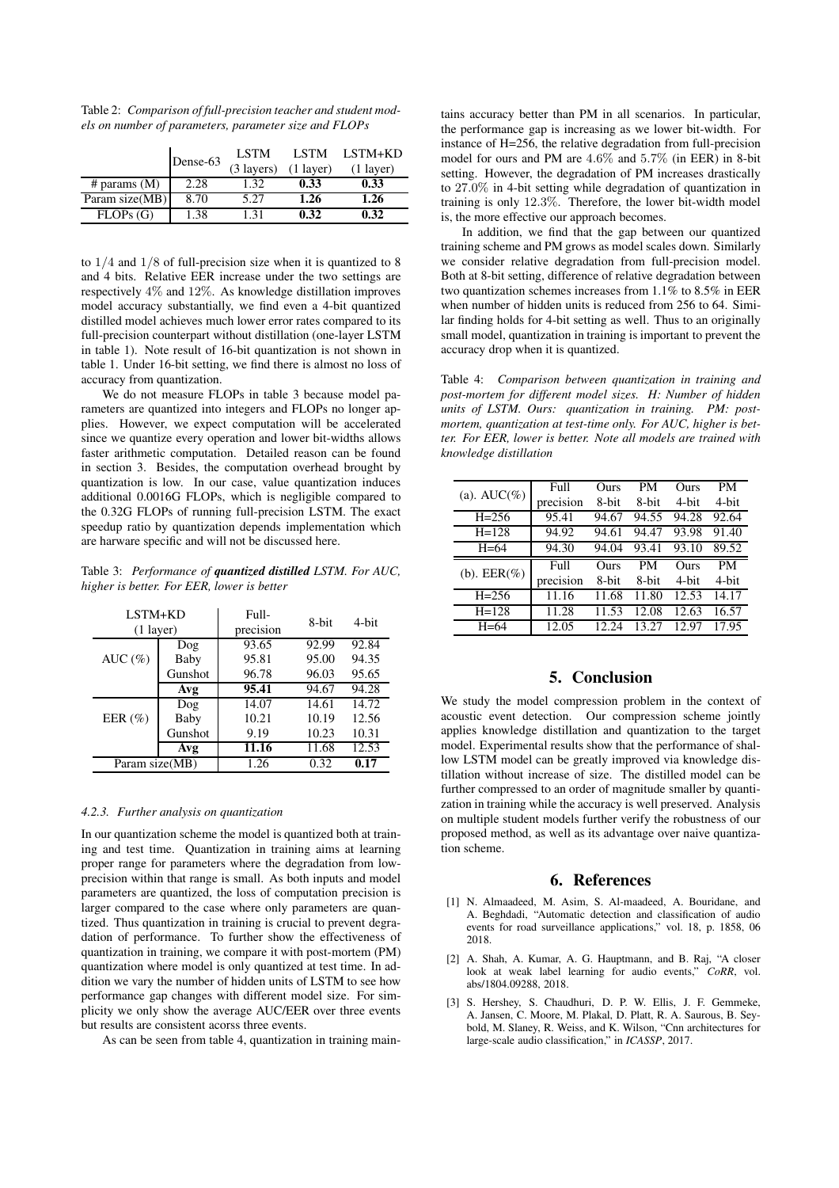Table 2: *Comparison of full-precision teacher and student models on number of parameters, parameter size and FLOPs*

| | Dense-63 | LSTM (3 layers) | LSTM (1 layer) | LSTM+KD (1 layer) |
|---|---|---|---|---|
| # params (M) | 2.28 | 1.32 | **0.33** | **0.33** |
| Param size(MB) | 8.70 | 5.27 | **1.26** | **1.26** |
| FLOPs (G) | 1.38 | 1.31 | **0.32** | **0.32** |

to $1/4$ and $1/8$ of full-precision size when it is quantized to 8 and 4 bits. Relative EER increase under the two settings are respectively $4\%$ and $12\%$. As knowledge distillation improves model accuracy substantially, we find even a 4-bit quantized distilled model achieves much lower error rates compared to its full-precision counterpart without distillation (one-layer LSTM in table 1). Note result of 16-bit quantization is not shown in table 1. Under 16-bit setting, we find there is almost no loss of accuracy from quantization.

We do not measure FLOPs in table 3 because model parameters are quantized into integers and FLOPs no longer applies. However, we expect computation will be accelerated since we quantize every operation and lower bit-widths allows faster arithmetic computation. Detailed reason can be found in section 3. Besides, the computation overhead brought by quantization is low. In our case, value quantization induces additional 0.0016G FLOPs, which is negligible compared to the 0.32G FLOPs of running full-precision LSTM. The exact speedup ratio by quantization depends implementation which are harware specific and will not be discussed here.

Table 3: *Performance of* ***quantized distilled*** *LSTM. For AUC, higher is better. For EER, lower is better*

| LSTM+KD (1 layer) | | Full-precision | 8-bit | 4-bit |
|---|---|---|---|---|
| AUC (%) | Dog | 93.65 | 92.99 | 92.84 |
| | Baby | 95.81 | 95.00 | 94.35 |
| | Gunshot | 96.78 | 96.03 | 95.65 |
| | **Avg** | **95.41** | 94.67 | 94.28 |
| EER (%) | Dog | 14.07 | 14.61 | 14.72 |
| | Baby | 10.21 | 10.19 | 12.56 |
| | Gunshot | 9.19 | 10.23 | 10.31 |
| | **Avg** | **11.16** | 11.68 | 12.53 |
| Param size(MB) | | 1.26 | 0.32 | **0.17** |

#### 4.2.3. Further analysis on quantization

In our quantization scheme the model is quantized both at training and test time. Quantization in training aims at learning proper range for parameters where the degradation from low-precision within that range is small. As both inputs and model parameters are quantized, the loss of computation precision is larger compared to the case where only parameters are quantized. Thus quantization in training is crucial to prevent degradation of performance. To further show the effectiveness of quantization in training, we compare it with post-mortem (PM) quantization where model is only quantized at test time. In addition we vary the number of hidden units of LSTM to see how performance gap changes with different model size. For simplicity we only show the average AUC/EER over three events but results are consistent acorss three events.

As can be seen from table 4, quantization in training maintains accuracy better than PM in all scenarios. In particular, the performance gap is increasing as we lower bit-width. For instance of H=256, the relative degradation from full-precision model for ours and PM are $4.6\%$ and $5.7\%$ (in EER) in 8-bit setting. However, the degradation of PM increases drastically to $27.0\%$ in 4-bit setting while degradation of quantization in training is only $12.3\%$. Therefore, the lower bit-width model is, the more effective our approach becomes.

In addition, we find that the gap between our quantized training scheme and PM grows as model scales down. Similarly we consider relative degradation from full-precision model. Both at 8-bit setting, difference of relative degradation between two quantization schemes increases from $1.1\%$ to $8.5\%$ in EER when number of hidden units is reduced from 256 to 64. Similar finding holds for 4-bit setting as well. Thus to an originally small model, quantization in training is important to prevent the accuracy drop when it is quantized.

Table 4: *Comparison between quantization in training and post-mortem for different model sizes. H: Number of hidden units of LSTM. Ours: quantization in training. PM: post-mortem, quantization at test-time only. For AUC, higher is better. For EER, lower is better. Note all models are trained with knowledge distillation*

| (a). AUC(%) | Full precision | Ours 8-bit | PM 8-bit | Ours 4-bit | PM 4-bit |
|---|---|---|---|---|---|
| H=256 | 95.41 | 94.67 | 94.55 | 94.28 | 92.64 |
| H=128 | 94.92 | 94.61 | 94.47 | 93.98 | 91.40 |
| H=64 | 94.30 | 94.04 | 93.41 | 93.10 | 89.52 |
| **(b). EER(%)** | **Full precision** | **Ours 8-bit** | **PM 8-bit** | **Ours 4-bit** | **PM 4-bit** |
| H=256 | 11.16 | 11.68 | 11.80 | 12.53 | 14.17 |
| H=128 | 11.28 | 11.53 | 12.08 | 12.63 | 16.57 |
| H=64 | 12.05 | 12.24 | 13.27 | 12.97 | 17.95 |

## 5. Conclusion

We study the model compression problem in the context of acoustic event detection. Our compression scheme jointly applies knowledge distillation and quantization to the target model. Experimental results show that the performance of shallow LSTM model can be greatly improved via knowledge distillation without increase of size. The distilled model can be further compressed to an order of magnitude smaller by quantization in training while the accuracy is well preserved. Analysis on multiple student models further verify the robustness of our proposed method, as well as its advantage over naive quantization scheme.

## 6. References

[1] N. Almaadeed, M. Asim, S. Al-maadeed, A. Bouridane, and A. Beghdadi, "Automatic detection and classification of audio events for road surveillance applications," vol. 18, p. 1858, 06 2018.

[2] A. Shah, A. Kumar, A. G. Hauptmann, and B. Raj, "A closer look at weak label learning for audio events," *CoRR*, vol. abs/1804.09288, 2018.

[3] S. Hershey, S. Chaudhuri, D. P. W. Ellis, J. F. Gemmeke, A. Jansen, C. Moore, M. Plakal, D. Platt, R. A. Saurous, B. Seybold, M. Slaney, R. Weiss, and K. Wilson, "Cnn architectures for large-scale audio classification," in *ICASSP*, 2017.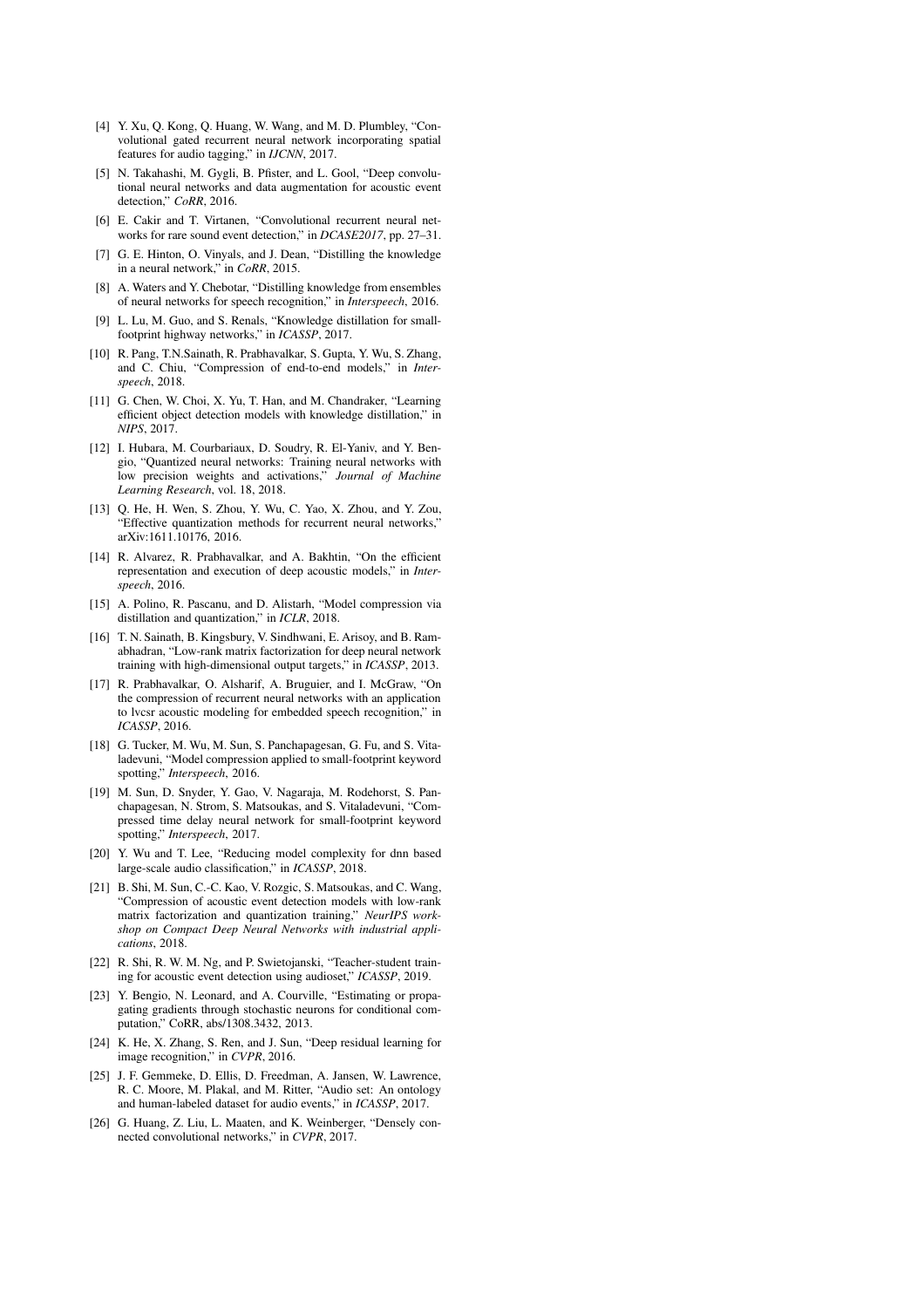[4] Y. Xu, Q. Kong, Q. Huang, W. Wang, and M. D. Plumbley, "Convolutional gated recurrent neural network incorporating spatial features for audio tagging," in *IJCNN*, 2017.

[5] N. Takahashi, M. Gygli, B. Pfister, and L. Gool, "Deep convolutional neural networks and data augmentation for acoustic event detection," *CoRR*, 2016.

[6] E. Cakir and T. Virtanen, "Convolutional recurrent neural networks for rare sound event detection," in *DCASE2017*, pp. 27–31.

[7] G. E. Hinton, O. Vinyals, and J. Dean, "Distilling the knowledge in a neural network," in *CoRR*, 2015.

[8] A. Waters and Y. Chebotar, "Distilling knowledge from ensembles of neural networks for speech recognition," in *Interspeech*, 2016.

[9] L. Lu, M. Guo, and S. Renals, "Knowledge distillation for small-footprint highway networks," in *ICASSP*, 2017.

[10] R. Pang, T.N.Sainath, R. Prabhavalkar, S. Gupta, Y. Wu, S. Zhang, and C. Chiu, "Compression of end-to-end models," in *Interspeech*, 2018.

[11] G. Chen, W. Choi, X. Yu, T. Han, and M. Chandraker, "Learning efficient object detection models with knowledge distillation," in *NIPS*, 2017.

[12] I. Hubara, M. Courbariaux, D. Soudry, R. El-Yaniv, and Y. Bengio, "Quantized neural networks: Training neural networks with low precision weights and activations," *Journal of Machine Learning Research*, vol. 18, 2018.

[13] Q. He, H. Wen, S. Zhou, Y. Wu, C. Yao, X. Zhou, and Y. Zou, "Effective quantization methods for recurrent neural networks," arXiv:1611.10176, 2016.

[14] R. Alvarez, R. Prabhavalkar, and A. Bakhtin, "On the efficient representation and execution of deep acoustic models," in *Interspeech*, 2016.

[15] A. Polino, R. Pascanu, and D. Alistarh, "Model compression via distillation and quantization," in *ICLR*, 2018.

[16] T. N. Sainath, B. Kingsbury, V. Sindhwani, E. Arisoy, and B. Ramabhadran, "Low-rank matrix factorization for deep neural network training with high-dimensional output targets," in *ICASSP*, 2013.

[17] R. Prabhavalkar, O. Alsharif, A. Bruguier, and I. McGraw, "On the compression of recurrent neural networks with an application to lvcsr acoustic modeling for embedded speech recognition," in *ICASSP*, 2016.

[18] G. Tucker, M. Wu, M. Sun, S. Panchapagesan, G. Fu, and S. Vitaladevuni, "Model compression applied to small-footprint keyword spotting," *Interspeech*, 2016.

[19] M. Sun, D. Snyder, Y. Gao, V. Nagaraja, M. Rodehorst, S. Panchapagesan, N. Strom, S. Matsoukas, and S. Vitaladevuni, "Compressed time delay neural network for small-footprint keyword spotting," *Interspeech*, 2017.

[20] Y. Wu and T. Lee, "Reducing model complexity for dnn based large-scale audio classification," in *ICASSP*, 2018.

[21] B. Shi, M. Sun, C.-C. Kao, V. Rozgic, S. Matsoukas, and C. Wang, "Compression of acoustic event detection models with low-rank matrix factorization and quantization training," *NeurIPS workshop on Compact Deep Neural Networks with industrial applications*, 2018.

[22] R. Shi, R. W. M. Ng, and P. Swietojanski, "Teacher-student training for acoustic event detection using audioset," *ICASSP*, 2019.

[23] Y. Bengio, N. Leonard, and A. Courville, "Estimating or propagating gradients through stochastic neurons for conditional computation," CoRR, abs/1308.3432, 2013.

[24] K. He, X. Zhang, S. Ren, and J. Sun, "Deep residual learning for image recognition," in *CVPR*, 2016.

[25] J. F. Gemmeke, D. Ellis, D. Freedman, A. Jansen, W. Lawrence, R. C. Moore, M. Plakal, and M. Ritter, "Audio set: An ontology and human-labeled dataset for audio events," in *ICASSP*, 2017.

[26] G. Huang, Z. Liu, L. Maaten, and K. Weinberger, "Densely connected convolutional networks," in *CVPR*, 2017.